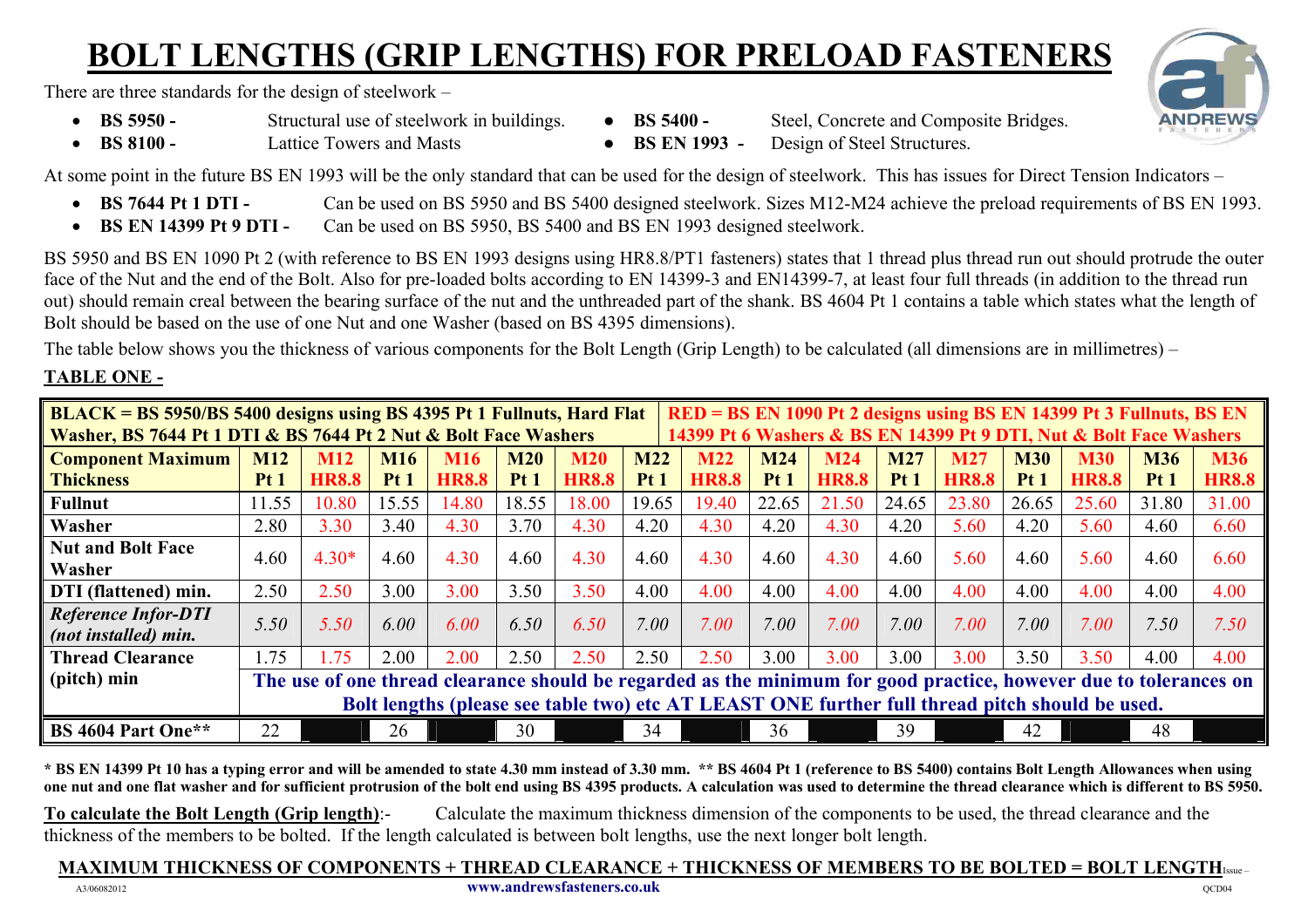# BOLT LENGTHS (GRIP LENGTHS) FOR PRELOAD FASTENERS

There are three standards for the design of steelwork –

- **BS 5950 -** Structural use of steelwork in buildings.
- **BS 8100 -** Lattice Towers and Masts
- **BS 5400 -** Steel, Concrete and Composite Bridges.
- **BS EN 1993 -** Design of Steel Structures.

At some point in the future BS EN 1993 will be the only standard that can be used for the design of steelwork. This has issues for Direct Tension Indicators –

- **BS 7644 Pt 1 DTI -** Can be used on BS 5950 and BS 5400 designed steelwork. Sizes M12-M24 achieve the preload requirements of BS EN 1993.
- **BS EN 14399 Pt 9 DTI -** Can be used on BS 5950, BS 5400 and BS EN 1993 designed steelwork.

BS 5950 and BS EN 1090 Pt 2 (with reference to BS EN 1993 designs using HR8.8/PT1 fasteners) states that 1 thread plus thread run out should protrude the outer face of the Nut and the end of the Bolt. Also for pre-loaded bolts according to EN 14399-3 and EN14399-7, at least four full threads (in addition to the thread run out) should remain creal between the bearing surface of the nut and the unthreaded part of the shank. BS 4604 Pt 1 contains a table which states what the length of Bolt should be based on the use of one Nut and one Washer (based on BS 4395 dimensions).

The table below shows you the thickness of various components for the Bolt Length (Grip Length) to be calculated (all dimensions are in millimetres) –

**TABLE ONE -**

| **BLACK = BS 5950/BS 5400 designs using BS 4395 Pt 1 Fullnuts, Hard Flat Washer, BS 7644 Pt 1 DTI & BS 7644 Pt 2 Nut & Bolt Face Washers** | | | | | | | | | **RED = BS EN 1090 Pt 2 designs using BS EN 14399 Pt 3 Fullnuts, BS EN 14399 Pt 6 Washers & BS EN 14399 Pt 9 DTI, Nut & Bolt Face Washers** | | | | | | | |
|---|---|---|---|---|---|---|---|---|---|---|---|---|---|---|---|---|
| **Component Maximum Thickness** | **M12 Pt 1** | **M12 HR8.8** | **M16 Pt 1** | **M16 HR8.8** | **M20 Pt 1** | **M20 HR8.8** | **M22 Pt 1** | **M22 HR8.8** | **M24 Pt 1** | **M24 HR8.8** | **M27 Pt 1** | **M27 HR8.8** | **M30 Pt 1** | **M30 HR8.8** | **M36 Pt 1** | **M36 HR8.8** |
| **Fullnut** | 11.55 | 10.80 | 15.55 | 14.80 | 18.55 | 18.00 | 19.65 | 19.40 | 22.65 | 21.50 | 24.65 | 23.80 | 26.65 | 25.60 | 31.80 | 31.00 |
| **Washer** | 2.80 | 3.30 | 3.40 | 4.30 | 3.70 | 4.30 | 4.20 | 4.30 | 4.20 | 4.30 | 4.20 | 5.60 | 4.20 | 5.60 | 4.60 | 6.60 |
| **Nut and Bolt Face Washer** | 4.60 | 4.30* | 4.60 | 4.30 | 4.60 | 4.30 | 4.60 | 4.30 | 4.60 | 4.30 | 4.60 | 5.60 | 4.60 | 5.60 | 4.60 | 6.60 |
| **DTI (flattened) min.** | 2.50 | 2.50 | 3.00 | 3.00 | 3.50 | 3.50 | 4.00 | 4.00 | 4.00 | 4.00 | 4.00 | 4.00 | 4.00 | 4.00 | 4.00 | 4.00 |
| ***Reference Infor-DTI (not installed) min.*** | *5.50* | *5.50* | *6.00* | *6.00* | *6.50* | *6.50* | *7.00* | *7.00* | *7.00* | *7.00* | *7.00* | *7.00* | *7.00* | *7.00* | *7.50* | *7.50* |
| **Thread Clearance (pitch) min** | 1.75 | 1.75 | 2.00 | 2.00 | 2.50 | 2.50 | 2.50 | 2.50 | 3.00 | 3.00 | 3.00 | 3.00 | 3.50 | 3.50 | 4.00 | 4.00 |
| | **The use of one thread clearance should be regarded as the minimum for good practice, however due to tolerances on Bolt lengths (please see table two) etc AT LEAST ONE further full thread pitch should be used.** | | | | | | | | | | | | | | | |
| **BS 4604 Part One**** | 22 | | 26 | | 30 | | 34 | | 36 | | 39 | | 42 | | 48 | |

**\* BS EN 14399 Pt 10 has a typing error and will be amended to state 4.30 mm instead of 3.30 mm. \*\* BS 4604 Pt 1 (reference to BS 5400) contains Bolt Length Allowances when using one nut and one flat washer and for sufficient protrusion of the bolt end using BS 4395 products. A calculation was used to determine the thread clearance which is different to BS 5950.**

**To calculate the Bolt Length (Grip length)**:- Calculate the maximum thickness dimension of the components to be used, the thread clearance and the thickness of the members to be bolted. If the length calculated is between bolt lengths, use the next longer bolt length.

**MAXIMUM THICKNESS OF COMPONENTS + THREAD CLEARANCE + THICKNESS OF MEMBERS TO BE BOLTED = BOLT LENGTH**

Issue – A3/06082012

**www.andrewsfasteners.co.uk**

QCD04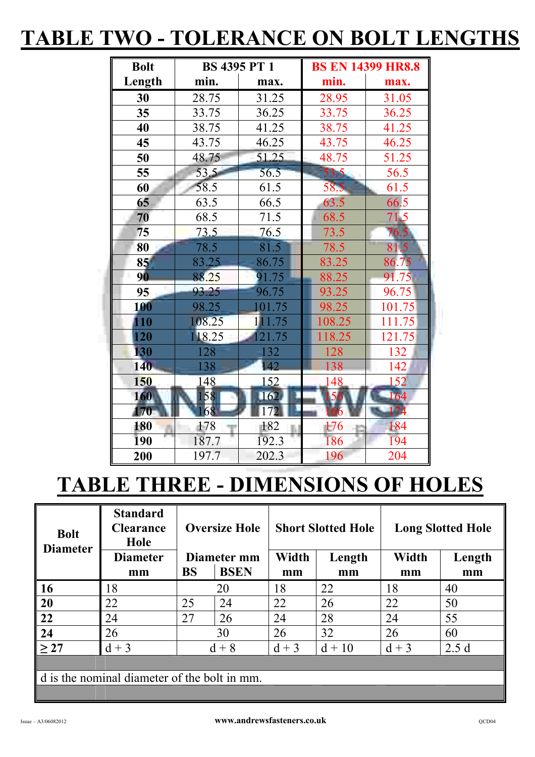# TABLE TWO - TOLERANCE ON BOLT LENGTHS

| Bolt Length | BS 4395 PT 1 min. | BS 4395 PT 1 max. | BS EN 14399 HR8.8 min. | BS EN 14399 HR8.8 max. |
|---|---|---|---|---|
| 30 | 28.75 | 31.25 | 28.95 | 31.05 |
| 35 | 33.75 | 36.25 | 33.75 | 36.25 |
| 40 | 38.75 | 41.25 | 38.75 | 41.25 |
| 45 | 43.75 | 46.25 | 43.75 | 46.25 |
| 50 | 48.75 | 51.25 | 48.75 | 51.25 |
| 55 | 53.5 | 56.5 | 53.5 | 56.5 |
| 60 | 58.5 | 61.5 | 58.5 | 61.5 |
| 65 | 63.5 | 66.5 | 63.5 | 66.5 |
| 70 | 68.5 | 71.5 | 68.5 | 71.5 |
| 75 | 73.5 | 76.5 | 73.5 | 76.5 |
| 80 | 78.5 | 81.5 | 78.5 | 81.5 |
| 85 | 83.25 | 86.75 | 83.25 | 86.75 |
| 90 | 88.25 | 91.75 | 88.25 | 91.75 |
| 95 | 93.25 | 96.75 | 93.25 | 96.75 |
| 100 | 98.25 | 101.75 | 98.25 | 101.75 |
| 110 | 108.25 | 111.75 | 108.25 | 111.75 |
| 120 | 118.25 | 121.75 | 118.25 | 121.75 |
| 130 | 128 | 132 | 128 | 132 |
| 140 | 138 | 142 | 138 | 142 |
| 150 | 148 | 152 | 148 | 152 |
| 160 | 158 | 162 | 156 | 164 |
| 170 | 168 | 172 | 166 | 174 |
| 180 | 178 | 182 | 176 | 184 |
| 190 | 187.7 | 192.3 | 186 | 194 |
| 200 | 197.7 | 202.3 | 196 | 204 |

# TABLE THREE - DIMENSIONS OF HOLES

| Bolt Diameter | Standard Clearance Hole | Oversize Hole | | Short Slotted Hole | | Long Slotted Hole | |
|---|---|---|---|---|---|---|---|
| | Diameter mm | Diameter mm BS | BSEN | Width mm | Length mm | Width mm | Length mm |
| 16 | 18 | 20 | | 18 | 22 | 18 | 40 |
| 20 | 22 | 25 | 24 | 22 | 26 | 22 | 50 |
| 22 | 24 | 27 | 26 | 24 | 28 | 24 | 55 |
| 24 | 26 | 30 | | 26 | 32 | 26 | 60 |
| ≥ 27 | d + 3 | d + 8 | | d + 3 | d + 10 | d + 3 | 2.5 d |

d is the nominal diameter of the bolt in mm.